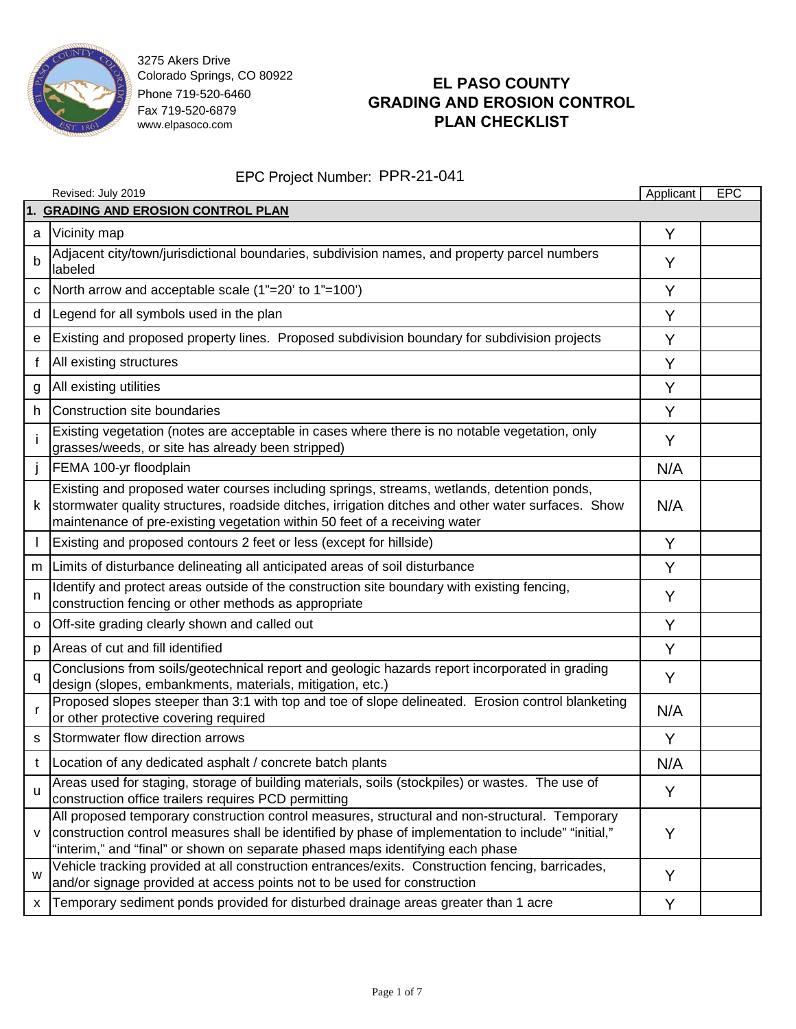3275 Akers Drive
Colorado Springs, CO 80922
Phone 719-520-6460
Fax 719-520-6879
www.elpasoco.com

# EL PASO COUNTY
# GRADING AND EROSION CONTROL PLAN CHECKLIST

EPC Project Number: PPR-21-041

Revised: July 2019

| | | Applicant | EPC |
|---|---|---|---|
| **1.** | **GRADING AND EROSION CONTROL PLAN** | | |
| a | Vicinity map | Y | |
| b | Adjacent city/town/jurisdictional boundaries, subdivision names, and property parcel numbers labeled | Y | |
| c | North arrow and acceptable scale (1"=20' to 1"=100') | Y | |
| d | Legend for all symbols used in the plan | Y | |
| e | Existing and proposed property lines. Proposed subdivision boundary for subdivision projects | Y | |
| f | All existing structures | Y | |
| g | All existing utilities | Y | |
| h | Construction site boundaries | Y | |
| i | Existing vegetation (notes are acceptable in cases where there is no notable vegetation, only grasses/weeds, or site has already been stripped) | Y | |
| j | FEMA 100-yr floodplain | N/A | |
| k | Existing and proposed water courses including springs, streams, wetlands, detention ponds, stormwater quality structures, roadside ditches, irrigation ditches and other water surfaces. Show maintenance of pre-existing vegetation within 50 feet of a receiving water | N/A | |
| l | Existing and proposed contours 2 feet or less (except for hillside) | Y | |
| m | Limits of disturbance delineating all anticipated areas of soil disturbance | Y | |
| n | Identify and protect areas outside of the construction site boundary with existing fencing, construction fencing or other methods as appropriate | Y | |
| o | Off-site grading clearly shown and called out | Y | |
| p | Areas of cut and fill identified | Y | |
| q | Conclusions from soils/geotechnical report and geologic hazards report incorporated in grading design (slopes, embankments, materials, mitigation, etc.) | Y | |
| r | Proposed slopes steeper than 3:1 with top and toe of slope delineated. Erosion control blanketing or other protective covering required | N/A | |
| s | Stormwater flow direction arrows | Y | |
| t | Location of any dedicated asphalt / concrete batch plants | N/A | |
| u | Areas used for staging, storage of building materials, soils (stockpiles) or wastes. The use of construction office trailers requires PCD permitting | Y | |
| v | All proposed temporary construction control measures, structural and non-structural. Temporary construction control measures shall be identified by phase of implementation to include" "initial," "interim," and "final" or shown on separate phased maps identifying each phase | Y | |
| w | Vehicle tracking provided at all construction entrances/exits. Construction fencing, barricades, and/or signage provided at access points not to be used for construction | Y | |
| x | Temporary sediment ponds provided for disturbed drainage areas greater than 1 acre | Y | |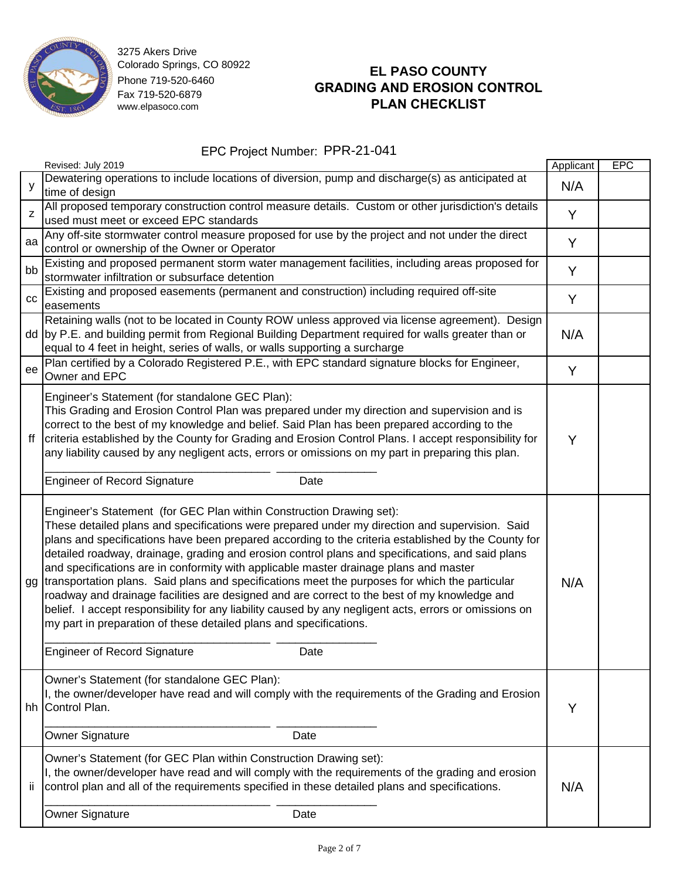3275 Akers Drive
Colorado Springs, CO 80922
Phone 719-520-6460
Fax 719-520-6879
www.elpasoco.com

# EL PASO COUNTY GRADING AND EROSION CONTROL PLAN CHECKLIST

EPC Project Number: PPR-21-041

| | Revised: July 2019 | Applicant | EPC |
|---|---|---|---|
| y | Dewatering operations to include locations of diversion, pump and discharge(s) as anticipated at time of design | N/A | |
| z | All proposed temporary construction control measure details. Custom or other jurisdiction's details used must meet or exceed EPC standards | Y | |
| aa | Any off-site stormwater control measure proposed for use by the project and not under the direct control or ownership of the Owner or Operator | Y | |
| bb | Existing and proposed permanent storm water management facilities, including areas proposed for stormwater infiltration or subsurface detention | Y | |
| cc | Existing and proposed easements (permanent and construction) including required off-site easements | Y | |
| dd | Retaining walls (not to be located in County ROW unless approved via license agreement). Design by P.E. and building permit from Regional Building Department required for walls greater than or equal to 4 feet in height, series of walls, or walls supporting a surcharge | N/A | |
| ee | Plan certified by a Colorado Registered P.E., with EPC standard signature blocks for Engineer, Owner and EPC | Y | |
| ff | Engineer's Statement (for standalone GEC Plan):<br>This Grading and Erosion Control Plan was prepared under my direction and supervision and is correct to the best of my knowledge and belief. Said Plan has been prepared according to the criteria established by the County for Grading and Erosion Control Plans. I accept responsibility for any liability caused by any negligent acts, errors or omissions on my part in preparing this plan.<br><br>\_\_\_\_\_\_\_\_\_\_\_\_\_\_\_\_\_\_\_\_\_\_\_\_\_\_\_\_\_\_\_\_\_\_\_ \_\_\_\_\_\_\_\_\_\_\_\_\_\_\_\_<br>Engineer of Record Signature Date | Y | |
| gg | Engineer's Statement (for GEC Plan within Construction Drawing set):<br>These detailed plans and specifications were prepared under my direction and supervision. Said plans and specifications have been prepared according to the criteria established by the County for detailed roadway, drainage, grading and erosion control plans and specifications, and said plans and specifications are in conformity with applicable master drainage plans and master transportation plans. Said plans and specifications meet the purposes for which the particular roadway and drainage facilities are designed and are correct to the best of my knowledge and belief. I accept responsibility for any liability caused by any negligent acts, errors or omissions on my part in preparation of these detailed plans and specifications.<br><br>\_\_\_\_\_\_\_\_\_\_\_\_\_\_\_\_\_\_\_\_\_\_\_\_\_\_\_\_\_\_\_\_\_\_\_ \_\_\_\_\_\_\_\_\_\_\_\_\_\_\_\_<br>Engineer of Record Signature Date | N/A | |
| hh | Owner's Statement (for standalone GEC Plan):<br>I, the owner/developer have read and will comply with the requirements of the Grading and Erosion Control Plan.<br><br>\_\_\_\_\_\_\_\_\_\_\_\_\_\_\_\_\_\_\_\_\_\_\_\_\_\_\_\_\_\_\_\_\_\_\_ \_\_\_\_\_\_\_\_\_\_\_\_\_\_\_\_<br>Owner Signature Date | Y | |
| ii | Owner's Statement (for GEC Plan within Construction Drawing set):<br>I, the owner/developer have read and will comply with the requirements of the grading and erosion control plan and all of the requirements specified in these detailed plans and specifications.<br><br>\_\_\_\_\_\_\_\_\_\_\_\_\_\_\_\_\_\_\_\_\_\_\_\_\_\_\_\_\_\_\_\_\_\_\_ \_\_\_\_\_\_\_\_\_\_\_\_\_\_\_\_<br>Owner Signature Date | N/A | |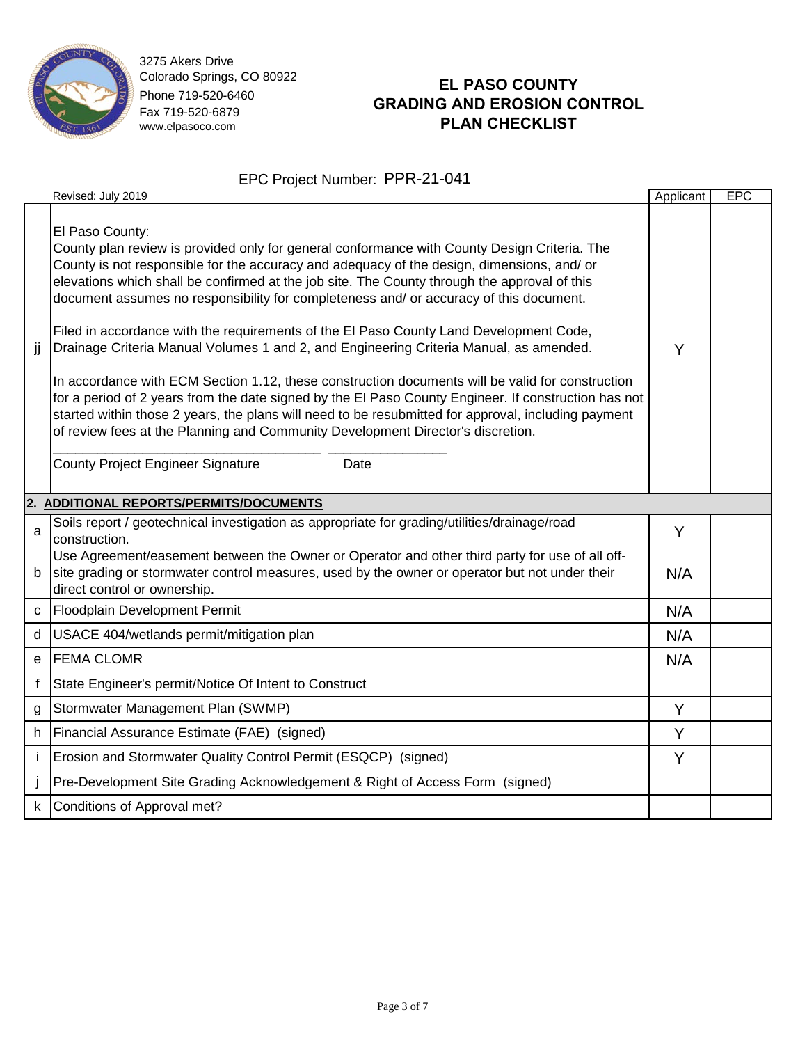3275 Akers Drive
Colorado Springs, CO 80922
Phone 719-520-6460
Fax 719-520-6879
www.elpasoco.com

# EL PASO COUNTY GRADING AND EROSION CONTROL PLAN CHECKLIST

EPC Project Number: PPR-21-041

| | Revised: July 2019 | Applicant | EPC |
|---|---|---|---|
| jj | El Paso County:<br>County plan review is provided only for general conformance with County Design Criteria. The County is not responsible for the accuracy and adequacy of the design, dimensions, and/ or elevations which shall be confirmed at the job site. The County through the approval of this document assumes no responsibility for completeness and/ or accuracy of this document.<br><br>Filed in accordance with the requirements of the El Paso County Land Development Code, Drainage Criteria Manual Volumes 1 and 2, and Engineering Criteria Manual, as amended.<br><br>In accordance with ECM Section 1.12, these construction documents will be valid for construction for a period of 2 years from the date signed by the El Paso County Engineer. If construction has not started within those 2 years, the plans will need to be resubmitted for approval, including payment of review fees at the Planning and Community Development Director's discretion.<br><br>_______________________________ _______________<br>County Project Engineer Signature Date | Y | |
| **2.** | **ADDITIONAL REPORTS/PERMITS/DOCUMENTS** | | |
| a | Soils report / geotechnical investigation as appropriate for grading/utilities/drainage/road construction. | Y | |
| b | Use Agreement/easement between the Owner or Operator and other third party for use of all off-site grading or stormwater control measures, used by the owner or operator but not under their direct control or ownership. | N/A | |
| c | Floodplain Development Permit | N/A | |
| d | USACE 404/wetlands permit/mitigation plan | N/A | |
| e | FEMA CLOMR | N/A | |
| f | State Engineer's permit/Notice Of Intent to Construct | | |
| g | Stormwater Management Plan (SWMP) | Y | |
| h | Financial Assurance Estimate (FAE) (signed) | Y | |
| i | Erosion and Stormwater Quality Control Permit (ESQCP) (signed) | Y | |
| j | Pre-Development Site Grading Acknowledgement & Right of Access Form (signed) | | |
| k | Conditions of Approval met? | | |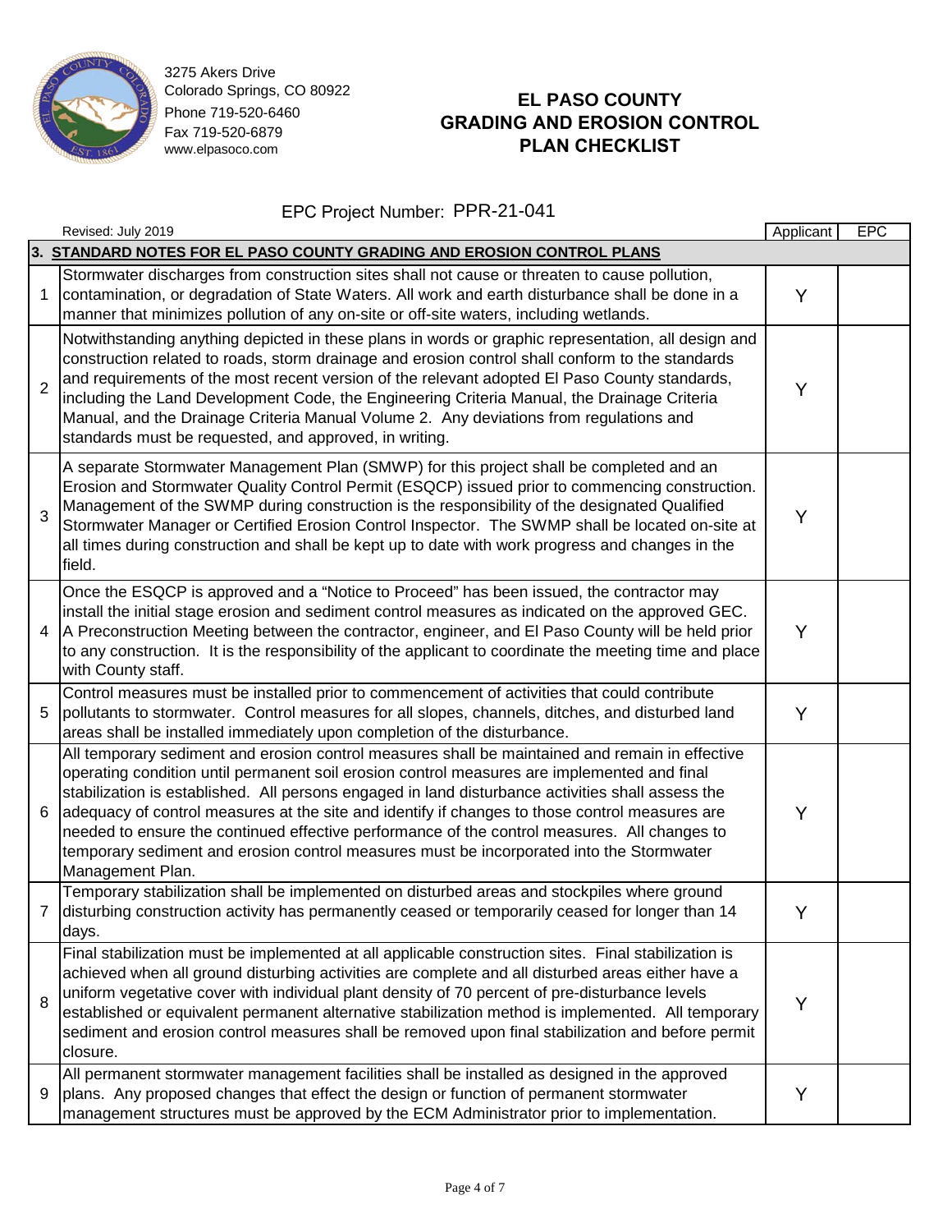3275 Akers Drive
Colorado Springs, CO 80922
Phone 719-520-6460
Fax 719-520-6879
www.elpasoco.com

# EL PASO COUNTY GRADING AND EROSION CONTROL PLAN CHECKLIST

EPC Project Number: PPR-21-041

Revised: July 2019

| | 3. STANDARD NOTES FOR EL PASO COUNTY GRADING AND EROSION CONTROL PLANS | Applicant | EPC |
|---|---|---|---|
| 1 | Stormwater discharges from construction sites shall not cause or threaten to cause pollution, contamination, or degradation of State Waters. All work and earth disturbance shall be done in a manner that minimizes pollution of any on-site or off-site waters, including wetlands. | Y | |
| 2 | Notwithstanding anything depicted in these plans in words or graphic representation, all design and construction related to roads, storm drainage and erosion control shall conform to the standards and requirements of the most recent version of the relevant adopted El Paso County standards, including the Land Development Code, the Engineering Criteria Manual, the Drainage Criteria Manual, and the Drainage Criteria Manual Volume 2. Any deviations from regulations and standards must be requested, and approved, in writing. | Y | |
| 3 | A separate Stormwater Management Plan (SMWP) for this project shall be completed and an Erosion and Stormwater Quality Control Permit (ESQCP) issued prior to commencing construction. Management of the SWMP during construction is the responsibility of the designated Qualified Stormwater Manager or Certified Erosion Control Inspector. The SWMP shall be located on-site at all times during construction and shall be kept up to date with work progress and changes in the field. | Y | |
| 4 | Once the ESQCP is approved and a "Notice to Proceed" has been issued, the contractor may install the initial stage erosion and sediment control measures as indicated on the approved GEC. A Preconstruction Meeting between the contractor, engineer, and El Paso County will be held prior to any construction. It is the responsibility of the applicant to coordinate the meeting time and place with County staff. | Y | |
| 5 | Control measures must be installed prior to commencement of activities that could contribute pollutants to stormwater. Control measures for all slopes, channels, ditches, and disturbed land areas shall be installed immediately upon completion of the disturbance. | Y | |
| 6 | All temporary sediment and erosion control measures shall be maintained and remain in effective operating condition until permanent soil erosion control measures are implemented and final stabilization is established. All persons engaged in land disturbance activities shall assess the adequacy of control measures at the site and identify if changes to those control measures are needed to ensure the continued effective performance of the control measures. All changes to temporary sediment and erosion control measures must be incorporated into the Stormwater Management Plan. | Y | |
| 7 | Temporary stabilization shall be implemented on disturbed areas and stockpiles where ground disturbing construction activity has permanently ceased or temporarily ceased for longer than 14 days. | Y | |
| 8 | Final stabilization must be implemented at all applicable construction sites. Final stabilization is achieved when all ground disturbing activities are complete and all disturbed areas either have a uniform vegetative cover with individual plant density of 70 percent of pre-disturbance levels established or equivalent permanent alternative stabilization method is implemented. All temporary sediment and erosion control measures shall be removed upon final stabilization and before permit closure. | Y | |
| 9 | All permanent stormwater management facilities shall be installed as designed in the approved plans. Any proposed changes that effect the design or function of permanent stormwater management structures must be approved by the ECM Administrator prior to implementation. | Y | |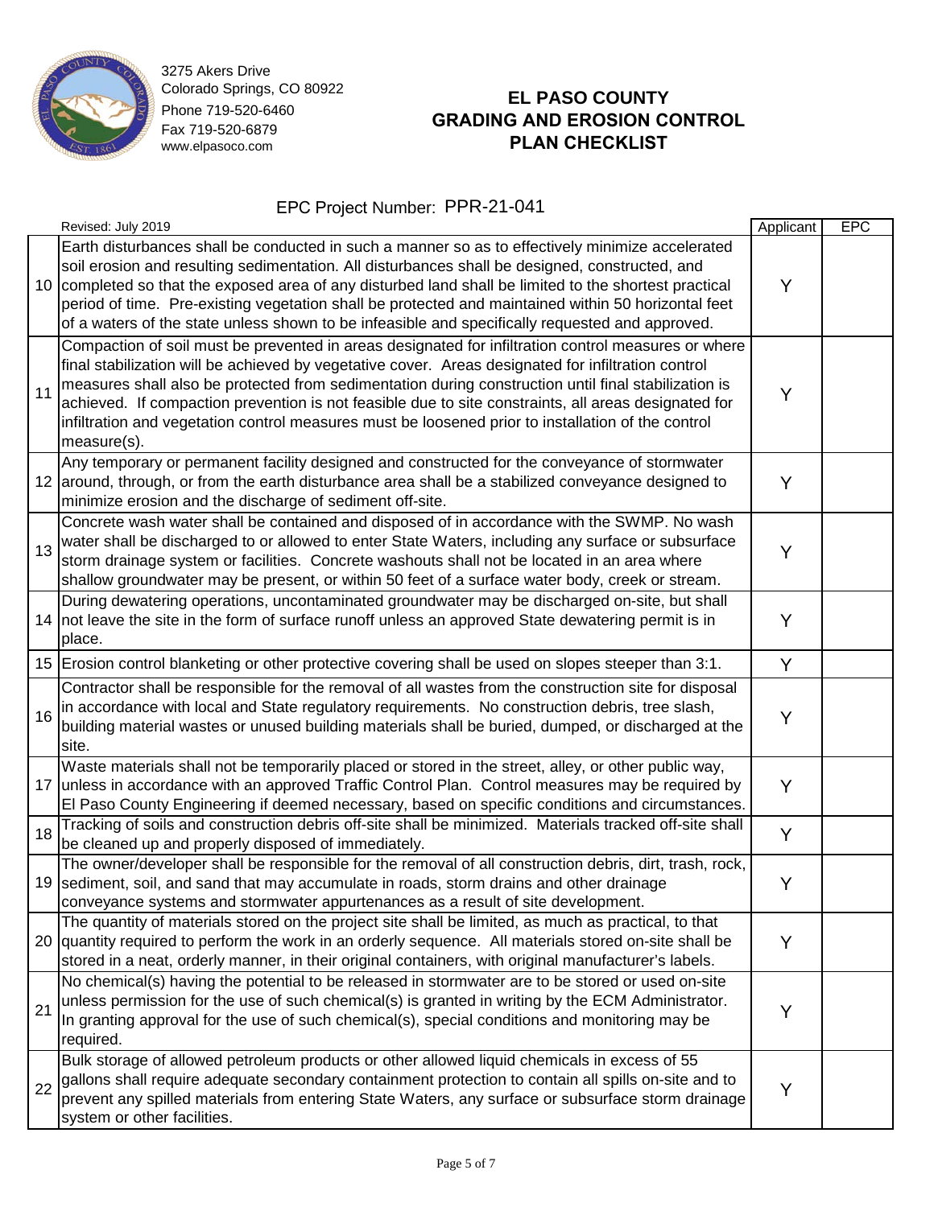3275 Akers Drive
Colorado Springs, CO 80922
Phone 719-520-6460
Fax 719-520-6879
www.elpasoco.com

# EL PASO COUNTY GRADING AND EROSION CONTROL PLAN CHECKLIST

EPC Project Number: PPR-21-041

| | Revised: July 2019 | Applicant | EPC |
|---|---|---|---|
| 10 | Earth disturbances shall be conducted in such a manner so as to effectively minimize accelerated soil erosion and resulting sedimentation. All disturbances shall be designed, constructed, and completed so that the exposed area of any disturbed land shall be limited to the shortest practical period of time. Pre-existing vegetation shall be protected and maintained within 50 horizontal feet of a waters of the state unless shown to be infeasible and specifically requested and approved. | Y | |
| 11 | Compaction of soil must be prevented in areas designated for infiltration control measures or where final stabilization will be achieved by vegetative cover. Areas designated for infiltration control measures shall also be protected from sedimentation during construction until final stabilization is achieved. If compaction prevention is not feasible due to site constraints, all areas designated for infiltration and vegetation control measures must be loosened prior to installation of the control measure(s). | Y | |
| 12 | Any temporary or permanent facility designed and constructed for the conveyance of stormwater around, through, or from the earth disturbance area shall be a stabilized conveyance designed to minimize erosion and the discharge of sediment off-site. | Y | |
| 13 | Concrete wash water shall be contained and disposed of in accordance with the SWMP. No wash water shall be discharged to or allowed to enter State Waters, including any surface or subsurface storm drainage system or facilities. Concrete washouts shall not be located in an area where shallow groundwater may be present, or within 50 feet of a surface water body, creek or stream. | Y | |
| 14 | During dewatering operations, uncontaminated groundwater may be discharged on-site, but shall not leave the site in the form of surface runoff unless an approved State dewatering permit is in place. | Y | |
| 15 | Erosion control blanketing or other protective covering shall be used on slopes steeper than 3:1. | Y | |
| 16 | Contractor shall be responsible for the removal of all wastes from the construction site for disposal in accordance with local and State regulatory requirements. No construction debris, tree slash, building material wastes or unused building materials shall be buried, dumped, or discharged at the site. | Y | |
| 17 | Waste materials shall not be temporarily placed or stored in the street, alley, or other public way, unless in accordance with an approved Traffic Control Plan. Control measures may be required by El Paso County Engineering if deemed necessary, based on specific conditions and circumstances. | Y | |
| 18 | Tracking of soils and construction debris off-site shall be minimized. Materials tracked off-site shall be cleaned up and properly disposed of immediately. | Y | |
| 19 | The owner/developer shall be responsible for the removal of all construction debris, dirt, trash, rock, sediment, soil, and sand that may accumulate in roads, storm drains and other drainage conveyance systems and stormwater appurtenances as a result of site development. | Y | |
| 20 | The quantity of materials stored on the project site shall be limited, as much as practical, to that quantity required to perform the work in an orderly sequence. All materials stored on-site shall be stored in a neat, orderly manner, in their original containers, with original manufacturer's labels. | Y | |
| 21 | No chemical(s) having the potential to be released in stormwater are to be stored or used on-site unless permission for the use of such chemical(s) is granted in writing by the ECM Administrator. In granting approval for the use of such chemical(s), special conditions and monitoring may be required. | Y | |
| 22 | Bulk storage of allowed petroleum products or other allowed liquid chemicals in excess of 55 gallons shall require adequate secondary containment protection to contain all spills on-site and to prevent any spilled materials from entering State Waters, any surface or subsurface storm drainage system or other facilities. | Y | |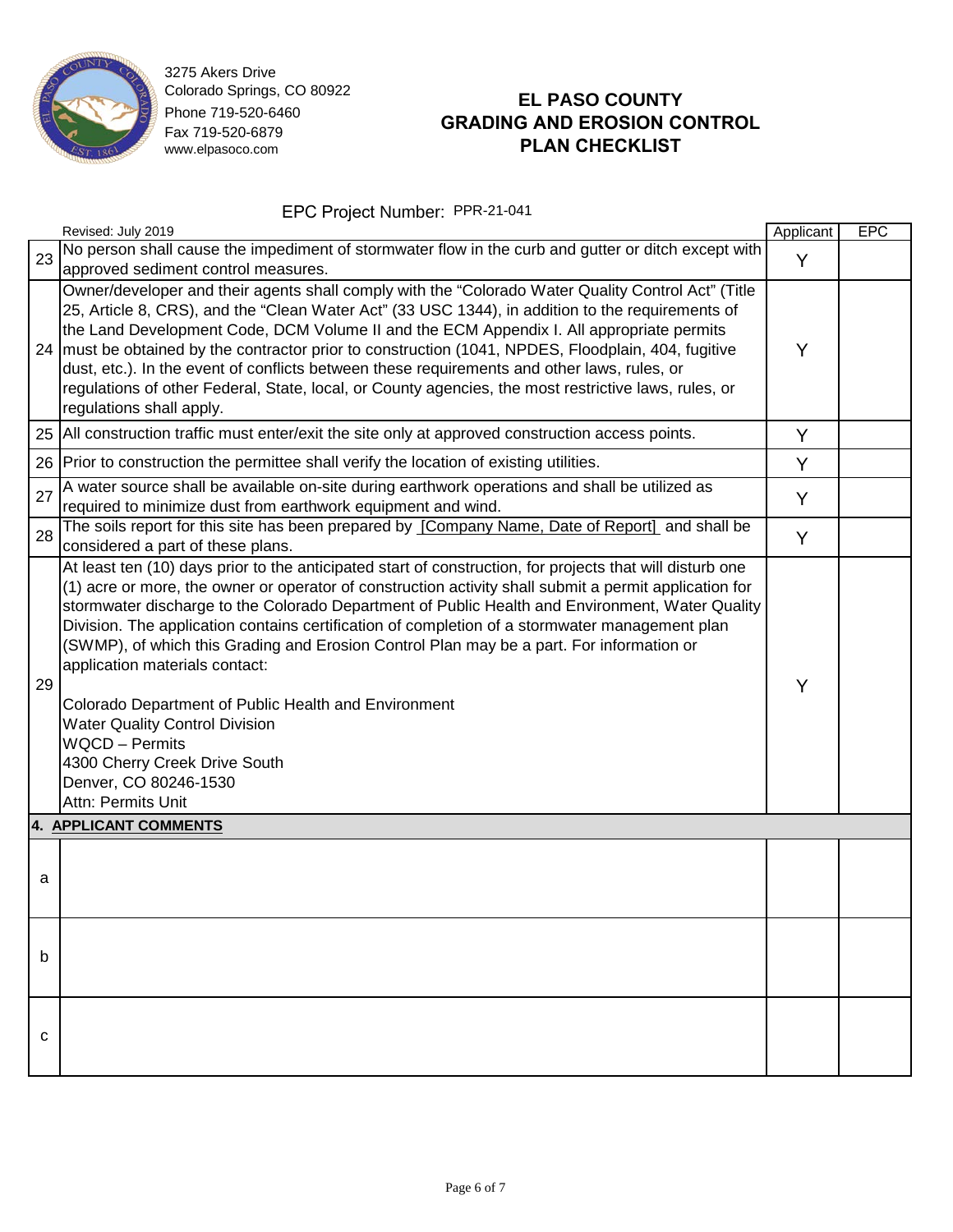3275 Akers Drive
Colorado Springs, CO 80922
Phone 719-520-6460
Fax 719-520-6879
www.elpasoco.com

# EL PASO COUNTY GRADING AND EROSION CONTROL PLAN CHECKLIST

EPC Project Number: PPR-21-041

| | Revised: July 2019 | Applicant | EPC |
|---|---|---|---|
| 23 | No person shall cause the impediment of stormwater flow in the curb and gutter or ditch except with approved sediment control measures. | Y | |
| 24 | Owner/developer and their agents shall comply with the "Colorado Water Quality Control Act" (Title 25, Article 8, CRS), and the "Clean Water Act" (33 USC 1344), in addition to the requirements of the Land Development Code, DCM Volume II and the ECM Appendix I. All appropriate permits must be obtained by the contractor prior to construction (1041, NPDES, Floodplain, 404, fugitive dust, etc.). In the event of conflicts between these requirements and other laws, rules, or regulations of other Federal, State, local, or County agencies, the most restrictive laws, rules, or regulations shall apply. | Y | |
| 25 | All construction traffic must enter/exit the site only at approved construction access points. | Y | |
| 26 | Prior to construction the permittee shall verify the location of existing utilities. | Y | |
| 27 | A water source shall be available on-site during earthwork operations and shall be utilized as required to minimize dust from earthwork equipment and wind. | Y | |
| 28 | The soils report for this site has been prepared by [Company Name, Date of Report] and shall be considered a part of these plans. | Y | |
| 29 | At least ten (10) days prior to the anticipated start of construction, for projects that will disturb one (1) acre or more, the owner or operator of construction activity shall submit a permit application for stormwater discharge to the Colorado Department of Public Health and Environment, Water Quality Division. The application contains certification of completion of a stormwater management plan (SWMP), of which this Grading and Erosion Control Plan may be a part. For information or application materials contact:<br><br>Colorado Department of Public Health and Environment<br>Water Quality Control Division<br>WQCD – Permits<br>4300 Cherry Creek Drive South<br>Denver, CO 80246-1530<br>Attn: Permits Unit | Y | |
| **4. APPLICANT COMMENTS** | | | |
| a | | | |
| b | | | |
| c | | | |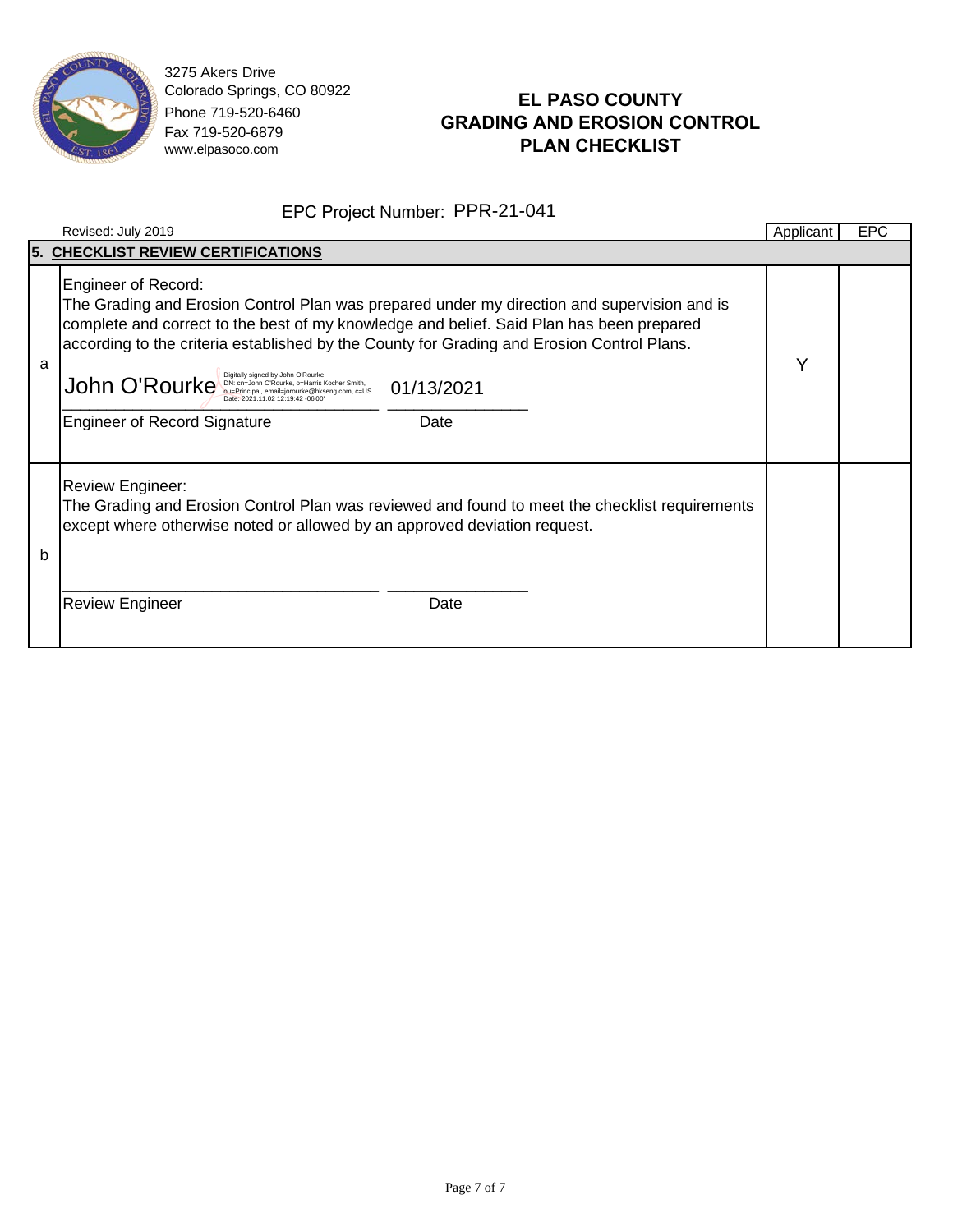3275 Akers Drive
Colorado Springs, CO 80922
Phone 719-520-6460
Fax 719-520-6879
www.elpasoco.com

# EL PASO COUNTY GRADING AND EROSION CONTROL PLAN CHECKLIST

EPC Project Number: PPR-21-041

Revised: July 2019

| | | Applicant | EPC |
|---|---|---|---|
| **5.** | **CHECKLIST REVIEW CERTIFICATIONS** | | |
| a | Engineer of Record:<br>The Grading and Erosion Control Plan was prepared under my direction and supervision and is complete and correct to the best of my knowledge and belief. Said Plan has been prepared according to the criteria established by the County for Grading and Erosion Control Plans.<br><br>John O'Rourke (Digitally signed by John O'Rourke DN: cn=John O'Rourke, o=Harris Kocher Smith, ou=Principal, email=jorourke@hkseng.com, c=US Date: 2021.11.02 12:19:42 -06'00')   01/13/2021<br>Engineer of Record Signature   Date | Y | |
| b | Review Engineer:<br>The Grading and Erosion Control Plan was reviewed and found to meet the checklist requirements except where otherwise noted or allowed by an approved deviation request.<br><br>_______________ _______________<br>Review Engineer   Date | | |